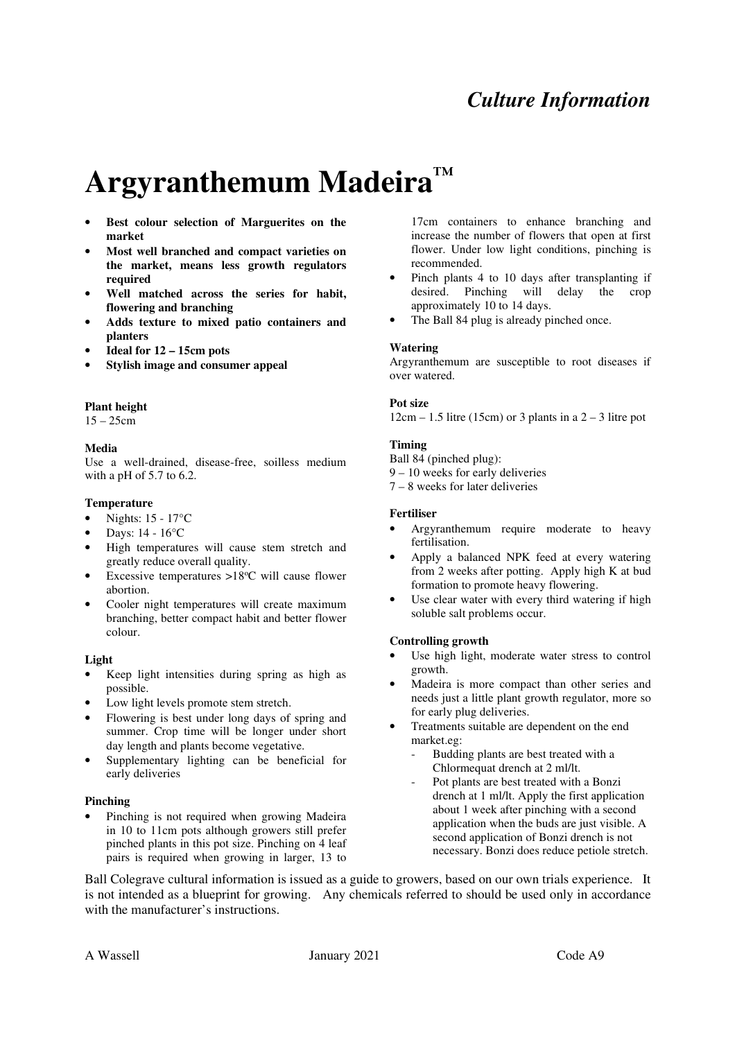*Culture Information*

# Argyranthemum Madeira™

- **Best colour selection of Marguerites on the market**
- **Most well branched and compact varieties on the market, means less growth regulators required**
- **Well matched across the series for habit, flowering and branching**
- **Adds texture to mixed patio containers and planters**
- **Ideal for 12 – 15cm pots**
- **Stylish image and consumer appeal**

**Plant height**
15 – 25cm

**Media**
Use a well-drained, disease-free, soilless medium with a pH of 5.7 to 6.2.

**Temperature**

- Nights: 15 - 17°C
- Days: 14 - 16°C
- High temperatures will cause stem stretch and greatly reduce overall quality.
- Excessive temperatures >18ºC will cause flower abortion.
- Cooler night temperatures will create maximum branching, better compact habit and better flower colour.

**Light**

- Keep light intensities during spring as high as possible.
- Low light levels promote stem stretch.
- Flowering is best under long days of spring and summer. Crop time will be longer under short day length and plants become vegetative.
- Supplementary lighting can be beneficial for early deliveries

**Pinching**

- Pinching is not required when growing Madeira in 10 to 11cm pots although growers still prefer pinched plants in this pot size. Pinching on 4 leaf pairs is required when growing in larger, 13 to 17cm containers to enhance branching and increase the number of flowers that open at first flower. Under low light conditions, pinching is recommended.
- Pinch plants 4 to 10 days after transplanting if desired. Pinching will delay the crop approximately 10 to 14 days.
- The Ball 84 plug is already pinched once.

**Watering**
Argyranthemum are susceptible to root diseases if over watered.

**Pot size**
12cm – 1.5 litre (15cm) or 3 plants in a 2 – 3 litre pot

**Timing**
Ball 84 (pinched plug):
9 – 10 weeks for early deliveries
7 – 8 weeks for later deliveries

**Fertiliser**

- Argyranthemum require moderate to heavy fertilisation.
- Apply a balanced NPK feed at every watering from 2 weeks after potting. Apply high K at bud formation to promote heavy flowering.
- Use clear water with every third watering if high soluble salt problems occur.

**Controlling growth**

- Use high light, moderate water stress to control growth.
- Madeira is more compact than other series and needs just a little plant growth regulator, more so for early plug deliveries.
- Treatments suitable are dependent on the end market.eg:
  - Budding plants are best treated with a Chlormequat drench at 2 ml/lt.
  - Pot plants are best treated with a Bonzi drench at 1 ml/lt. Apply the first application about 1 week after pinching with a second application when the buds are just visible. A second application of Bonzi drench is not necessary. Bonzi does reduce petiole stretch.

Ball Colegrave cultural information is issued as a guide to growers, based on our own trials experience. It is not intended as a blueprint for growing. Any chemicals referred to should be used only in accordance with the manufacturer's instructions.

A Wassell January 2021 Code A9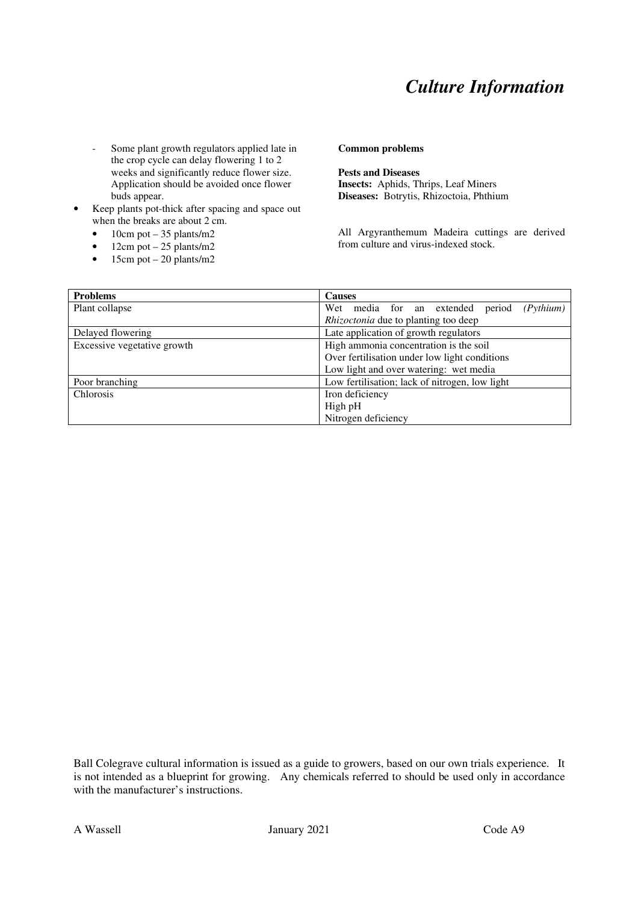# *Culture Information*

- Some plant growth regulators applied late in the crop cycle can delay flowering 1 to 2 weeks and significantly reduce flower size. Application should be avoided once flower buds appear.

- Keep plants pot-thick after spacing and space out when the breaks are about 2 cm.
  - 10cm pot – 35 plants/m2
  - 12cm pot – 25 plants/m2
  - 15cm pot – 20 plants/m2

**Common problems**

**Pests and Diseases**
**Insects:** Aphids, Thrips, Leaf Miners
**Diseases:** Botrytis, Rhizoctoia, Phthium

All Argyranthemum Madeira cuttings are derived from culture and virus-indexed stock.

| **Problems** | **Causes** |
|---|---|
| Plant collapse | Wet media for an extended period *(Pythium)*<br>*Rhizoctonia* due to planting too deep |
| Delayed flowering | Late application of growth regulators |
| Excessive vegetative growth | High ammonia concentration is the soil<br>Over fertilisation under low light conditions<br>Low light and over watering: wet media |
| Poor branching | Low fertilisation; lack of nitrogen, low light |
| Chlorosis | Iron deficiency<br>High pH<br>Nitrogen deficiency |

Ball Colegrave cultural information is issued as a guide to growers, based on our own trials experience. It is not intended as a blueprint for growing. Any chemicals referred to should be used only in accordance with the manufacturer's instructions.

A Wassell January 2021 Code A9